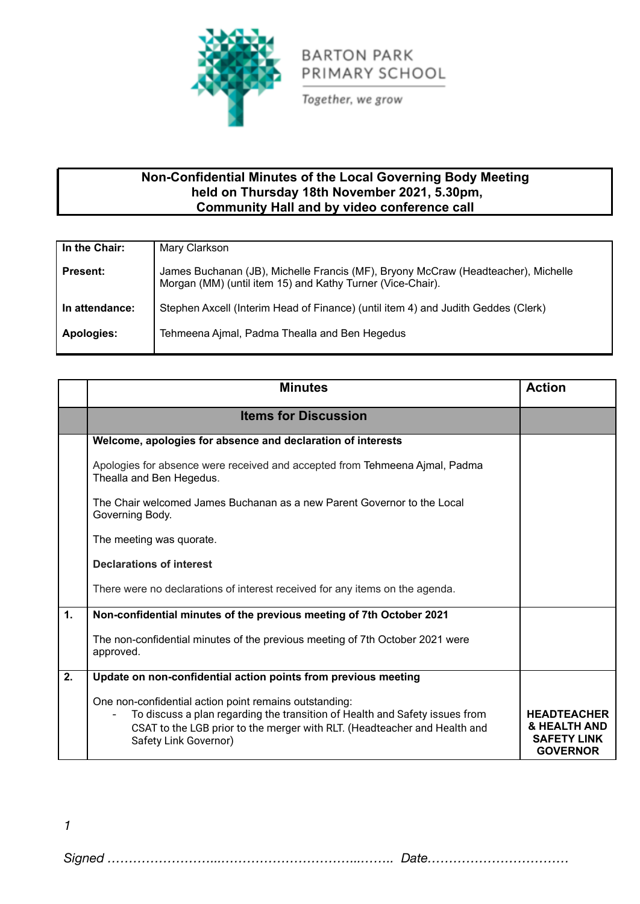BARTON PARK
PRIMARY SCHOOL

*Together, we grow*

**Non-Confidential Minutes of the Local Governing Body Meeting held on Thursday 18th November 2021, 5.30pm, Community Hall and by video conference call**

| | |
|---|---|
| **In the Chair:** | Mary Clarkson |
| **Present:** | James Buchanan (JB), Michelle Francis (MF), Bryony McCraw (Headteacher), Michelle Morgan (MM) (until item 15) and Kathy Turner (Vice-Chair). |
| **In attendance:** | Stephen Axcell (Interim Head of Finance) (until item 4) and Judith Geddes (Clerk) |
| **Apologies:** | Tehmeena Ajmal, Padma Thealla and Ben Hegedus |

| | Minutes | Action |
|---|---|---|
| | **Items for Discussion** | |
| | **Welcome, apologies for absence and declaration of interests**<br><br>Apologies for absence were received and accepted from Tehmeena Ajmal, Padma Thealla and Ben Hegedus.<br><br>The Chair welcomed James Buchanan as a new Parent Governor to the Local Governing Body.<br><br>The meeting was quorate.<br><br>**Declarations of interest**<br><br>There were no declarations of interest received for any items on the agenda. | |
| **1.** | **Non-confidential minutes of the previous meeting of 7th October 2021**<br><br>The non-confidential minutes of the previous meeting of 7th October 2021 were approved. | |
| **2.** | **Update on non-confidential action points from previous meeting**<br><br>One non-confidential action point remains outstanding:<br>- To discuss a plan regarding the transition of Health and Safety issues from CSAT to the LGB prior to the merger with RLT. (Headteacher and Health and Safety Link Governor) | **HEADTEACHER & HEALTH AND SAFETY LINK GOVERNOR** |

*Signed ……………………..………………………..…….. Date……………………………*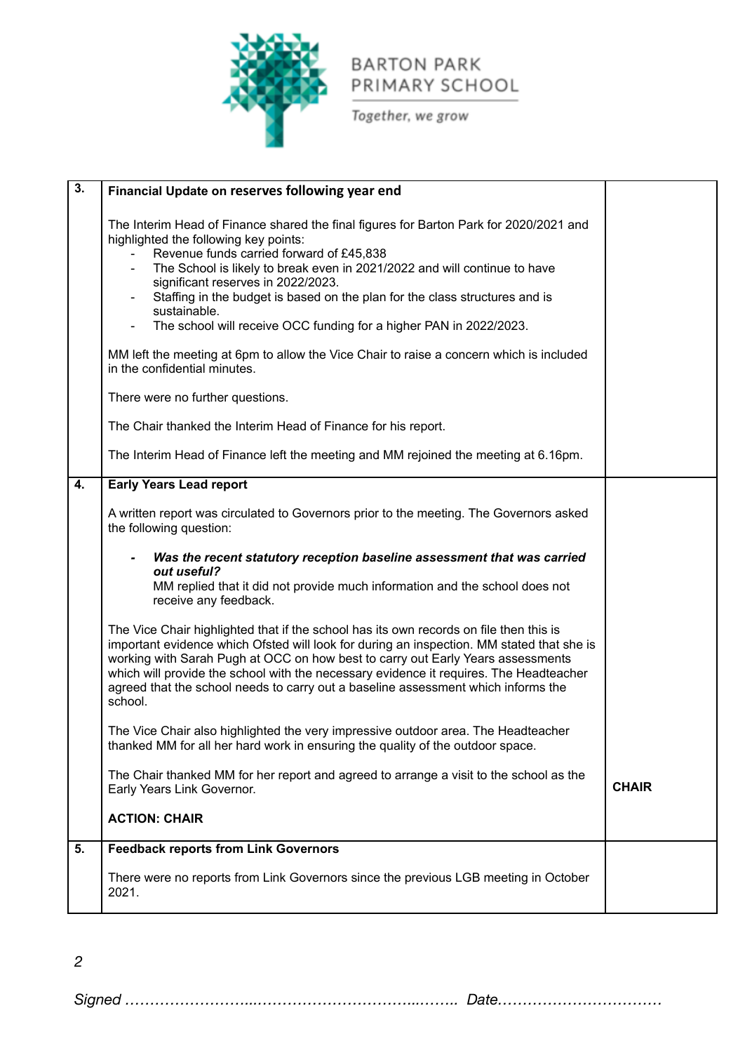| 3. | **Financial Update on reserves following year end**<br><br>The Interim Head of Finance shared the final figures for Barton Park for 2020/2021 and highlighted the following key points:<br>- Revenue funds carried forward of £45,838<br>- The School is likely to break even in 2021/2022 and will continue to have significant reserves in 2022/2023.<br>- Staffing in the budget is based on the plan for the class structures and is sustainable.<br>- The school will receive OCC funding for a higher PAN in 2022/2023.<br><br>MM left the meeting at 6pm to allow the Vice Chair to raise a concern which is included in the confidential minutes.<br><br>There were no further questions.<br><br>The Chair thanked the Interim Head of Finance for his report.<br><br>The Interim Head of Finance left the meeting and MM rejoined the meeting at 6.16pm. | |
|---|---|---|
| 4. | **Early Years Lead report**<br><br>A written report was circulated to Governors prior to the meeting. The Governors asked the following question:<br><br>- ***Was the recent statutory reception baseline assessment that was carried out useful?***<br>MM replied that it did not provide much information and the school does not receive any feedback.<br><br>The Vice Chair highlighted that if the school has its own records on file then this is important evidence which Ofsted will look for during an inspection. MM stated that she is working with Sarah Pugh at OCC on how best to carry out Early Years assessments which will provide the school with the necessary evidence it requires. The Headteacher agreed that the school needs to carry out a baseline assessment which informs the school.<br><br>The Vice Chair also highlighted the very impressive outdoor area. The Headteacher thanked MM for all her hard work in ensuring the quality of the outdoor space.<br><br>The Chair thanked MM for her report and agreed to arrange a visit to the school as the Early Years Link Governor.<br><br>**ACTION: CHAIR** | **CHAIR** |
| 5. | **Feedback reports from Link Governors**<br><br>There were no reports from Link Governors since the previous LGB meeting in October 2021. | |

*Signed ………………………..…………………………...…….. Date……………………………*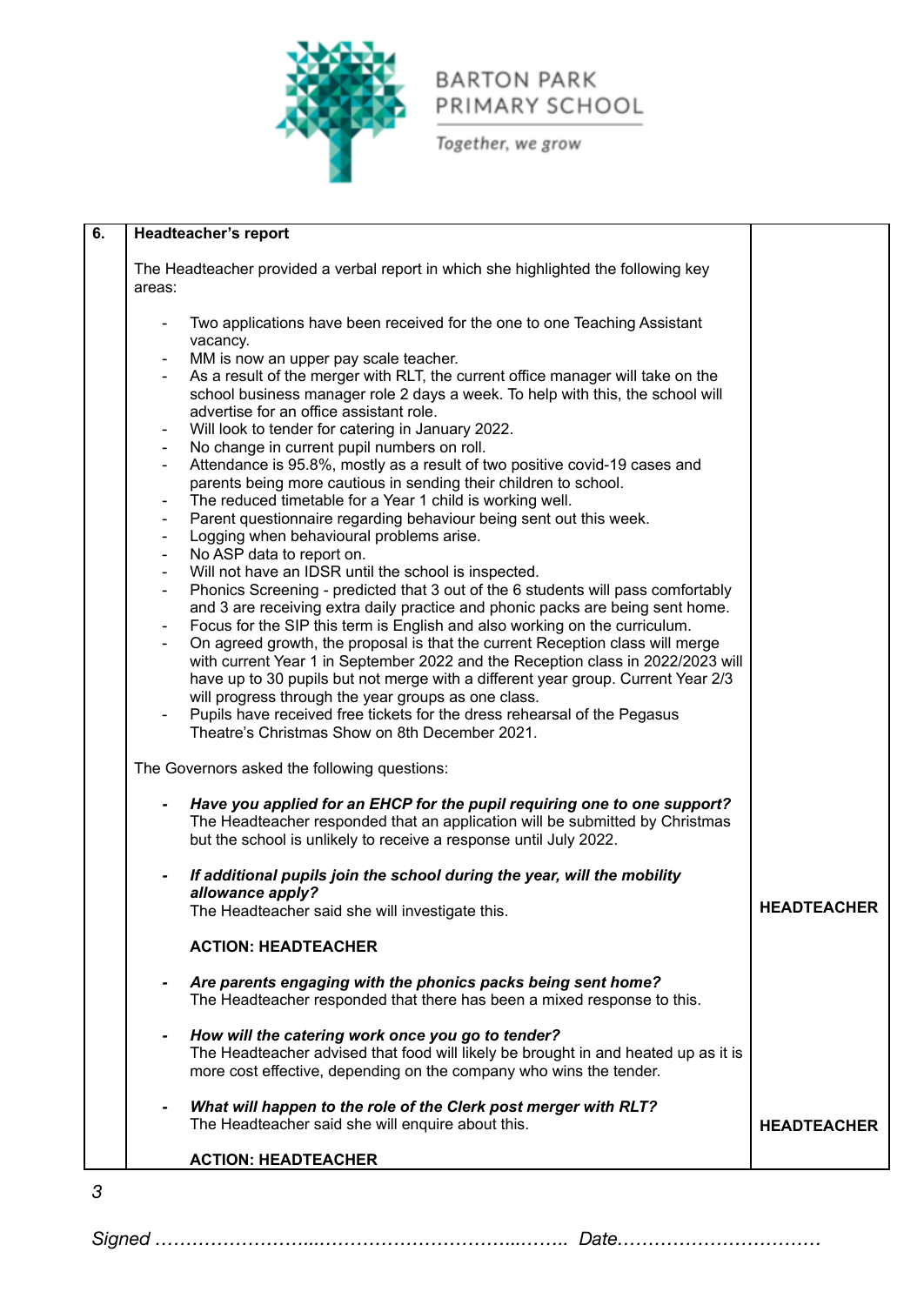BARTON PARK PRIMARY SCHOOL

*Together, we grow*

| 6. | **Headteacher's report** | |
|---|---|---|
| | The Headteacher provided a verbal report in which she highlighted the following key areas:<br><br>- Two applications have been received for the one to one Teaching Assistant vacancy.<br>- MM is now an upper pay scale teacher.<br>- As a result of the merger with RLT, the current office manager will take on the school business manager role 2 days a week. To help with this, the school will advertise for an office assistant role.<br>- Will look to tender for catering in January 2022.<br>- No change in current pupil numbers on roll.<br>- Attendance is 95.8%, mostly as a result of two positive covid-19 cases and parents being more cautious in sending their children to school.<br>- The reduced timetable for a Year 1 child is working well.<br>- Parent questionnaire regarding behaviour being sent out this week.<br>- Logging when behavioural problems arise.<br>- No ASP data to report on.<br>- Will not have an IDSR until the school is inspected.<br>- Phonics Screening - predicted that 3 out of the 6 students will pass comfortably and 3 are receiving extra daily practice and phonic packs are being sent home.<br>- Focus for the SIP this term is English and also working on the curriculum.<br>- On agreed growth, the proposal is that the current Reception class will merge with current Year 1 in September 2022 and the Reception class in 2022/2023 will have up to 30 pupils but not merge with a different year group. Current Year 2/3 will progress through the year groups as one class.<br>- Pupils have received free tickets for the dress rehearsal of the Pegasus Theatre's Christmas Show on 8th December 2021.<br><br>The Governors asked the following questions:<br><br>- ***Have you applied for an EHCP for the pupil requiring one to one support?*** The Headteacher responded that an application will be submitted by Christmas but the school is unlikely to receive a response until July 2022.<br><br>- ***If additional pupils join the school during the year, will the mobility allowance apply?*** The Headteacher said she will investigate this.<br><br>**ACTION: HEADTEACHER**<br><br>- ***Are parents engaging with the phonics packs being sent home?*** The Headteacher responded that there has been a mixed response to this.<br><br>- ***How will the catering work once you go to tender?*** The Headteacher advised that food will likely be brought in and heated up as it is more cost effective, depending on the company who wins the tender.<br><br>- ***What will happen to the role of the Clerk post merger with RLT?*** The Headteacher said she will enquire about this.<br><br>**ACTION: HEADTEACHER** | **HEADTEACHER**<br><br>**HEADTEACHER** |

*Signed ……………………..………………………..…….. Date……………………………*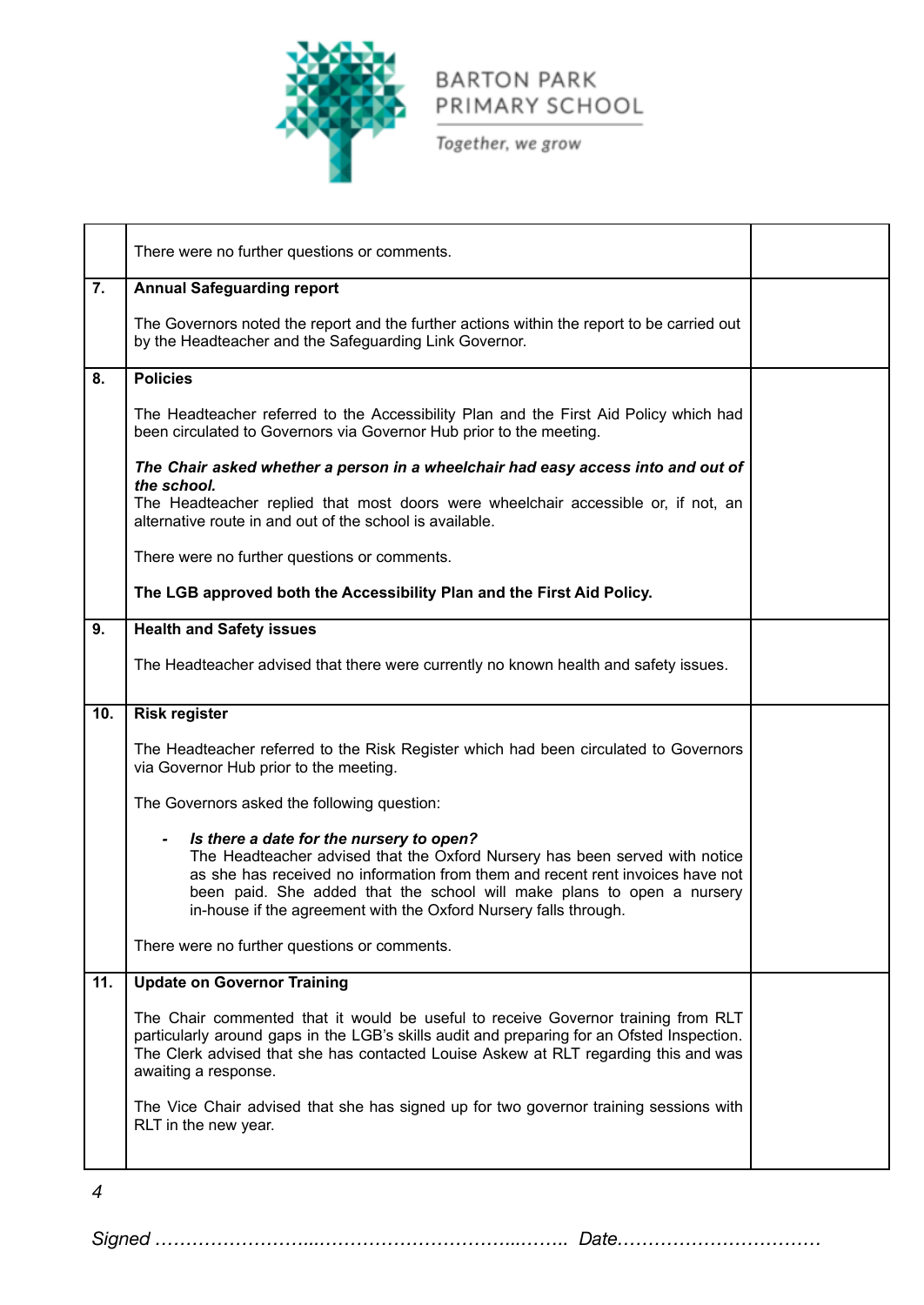| | | |
|---|---|---|
| | There were no further questions or comments. | |
| **7.** | **Annual Safeguarding report**<br><br>The Governors noted the report and the further actions within the report to be carried out by the Headteacher and the Safeguarding Link Governor. | |
| **8.** | **Policies**<br><br>The Headteacher referred to the Accessibility Plan and the First Aid Policy which had been circulated to Governors via Governor Hub prior to the meeting.<br><br>***The Chair asked whether a person in a wheelchair had easy access into and out of the school.***<br>The Headteacher replied that most doors were wheelchair accessible or, if not, an alternative route in and out of the school is available.<br><br>There were no further questions or comments.<br><br>**The LGB approved both the Accessibility Plan and the First Aid Policy.** | |
| **9.** | **Health and Safety issues**<br><br>The Headteacher advised that there were currently no known health and safety issues. | |
| **10.** | **Risk register**<br><br>The Headteacher referred to the Risk Register which had been circulated to Governors via Governor Hub prior to the meeting.<br><br>The Governors asked the following question:<br><br>- ***Is there a date for the nursery to open?***<br>The Headteacher advised that the Oxford Nursery has been served with notice as she has received no information from them and recent rent invoices have not been paid. She added that the school will make plans to open a nursery in-house if the agreement with the Oxford Nursery falls through.<br><br>There were no further questions or comments. | |
| **11.** | **Update on Governor Training**<br><br>The Chair commented that it would be useful to receive Governor training from RLT particularly around gaps in the LGB's skills audit and preparing for an Ofsted Inspection. The Clerk advised that she has contacted Louise Askew at RLT regarding this and was awaiting a response.<br><br>The Vice Chair advised that she has signed up for two governor training sessions with RLT in the new year. | |

*Signed …………………………………………………………….. Date……………………………*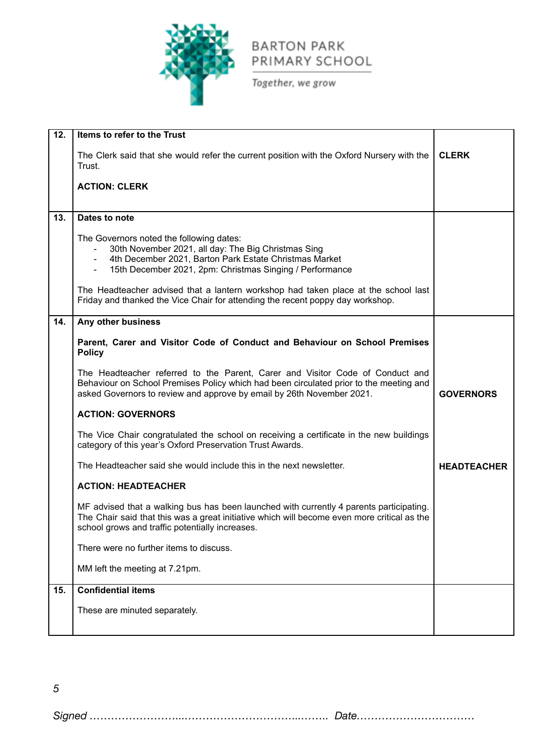| | | |
|---|---|---|
| **12.** | **Items to refer to the Trust**<br><br>The Clerk said that she would refer the current position with the Oxford Nursery with the Trust.<br><br>**ACTION: CLERK** | **CLERK** |
| **13.** | **Dates to note**<br><br>The Governors noted the following dates:<br>- 30th November 2021, all day: The Big Christmas Sing<br>- 4th December 2021, Barton Park Estate Christmas Market<br>- 15th December 2021, 2pm: Christmas Singing / Performance<br><br>The Headteacher advised that a lantern workshop had taken place at the school last Friday and thanked the Vice Chair for attending the recent poppy day workshop. | |
| **14.** | **Any other business**<br><br>**Parent, Carer and Visitor Code of Conduct and Behaviour on School Premises Policy**<br><br>The Headteacher referred to the Parent, Carer and Visitor Code of Conduct and Behaviour on School Premises Policy which had been circulated prior to the meeting and asked Governors to review and approve by email by 26th November 2021.<br><br>**ACTION: GOVERNORS**<br><br>The Vice Chair congratulated the school on receiving a certificate in the new buildings category of this year's Oxford Preservation Trust Awards.<br><br>The Headteacher said she would include this in the next newsletter.<br><br>**ACTION: HEADTEACHER**<br><br>MF advised that a walking bus has been launched with currently 4 parents participating. The Chair said that this was a great initiative which will become even more critical as the school grows and traffic potentially increases.<br><br>There were no further items to discuss.<br><br>MM left the meeting at 7.21pm. | **GOVERNORS**<br><br>**HEADTEACHER** |
| **15.** | **Confidential items**<br><br>These are minuted separately. | |

*Signed ……………………..…………………………..…….. Date……………………………*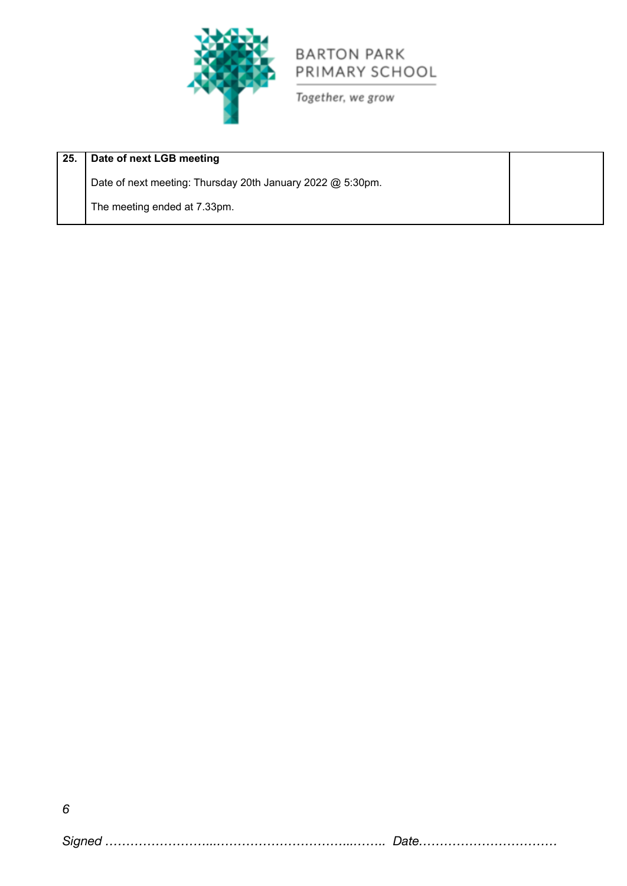| | | |
|---|---|---|
| **25.** | **Date of next LGB meeting**<br><br>Date of next meeting: Thursday 20th January 2022 @ 5:30pm.<br><br>The meeting ended at 7.33pm. | |

*Signed ……………………...………………………….....…….. Date……………………………*